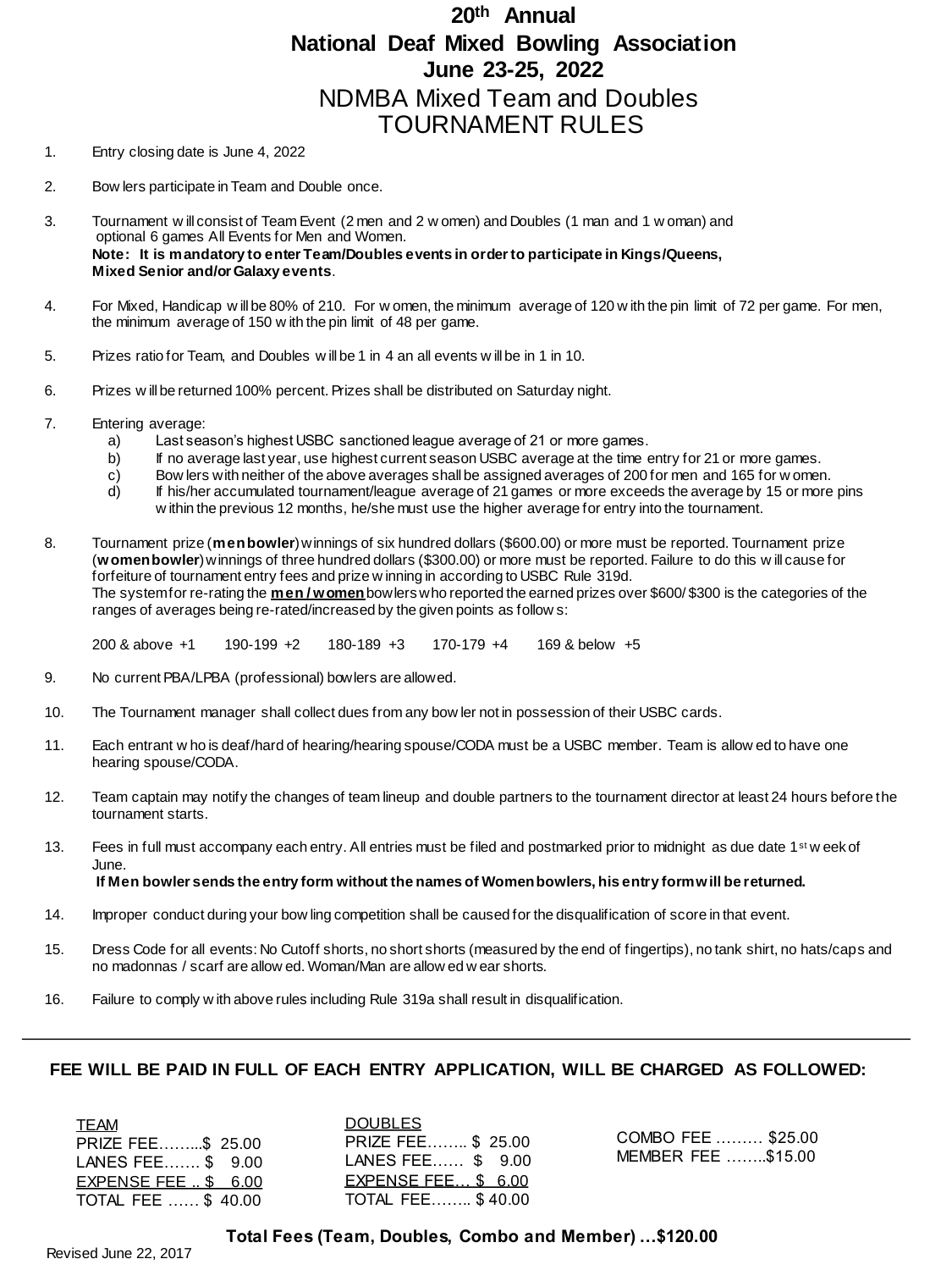# 20th Annual National Deaf Mixed Bowling Association June 23-25, 2022

## NDMBA Mixed Team and Doubles TOURNAMENT RULES

1. Entry closing date is June 4, 2022

2. Bowlers participate in Team and Double once.

3. Tournament will consist of Team Event (2 men and 2 women) and Doubles (1 man and 1 woman) and optional 6 games All Events for Men and Women.
   **Note: It is mandatory to enter Team/Doubles events in order to participate in Kings/Queens, Mixed Senior and/or Galaxy events**.

4. For Mixed, Handicap will be 80% of 210. For women, the minimum average of 120 with the pin limit of 72 per game. For men, the minimum average of 150 with the pin limit of 48 per game.

5. Prizes ratio for Team, and Doubles will be 1 in 4 an all events will be in 1 in 10.

6. Prizes will be returned 100% percent. Prizes shall be distributed on Saturday night.

7. Entering average:
   a) Last season's highest USBC sanctioned league average of 21 or more games.
   b) If no average last year, use highest current season USBC average at the time entry for 21 or more games.
   c) Bowlers with neither of the above averages shall be assigned averages of 200 for men and 165 for women.
   d) If his/her accumulated tournament/league average of 21 games or more exceeds the average by 15 or more pins within the previous 12 months, he/she must use the higher average for entry into the tournament.

8. Tournament prize (**men bowler**) winnings of six hundred dollars ($600.00) or more must be reported. Tournament prize (**women bowler**) winnings of three hundred dollars ($300.00) or more must be reported. Failure to do this will cause for forfeiture of tournament entry fees and prize winning in according to USBC Rule 319d.
   The system for re-rating the **<u>men / women</u>** bowlers who reported the earned prizes over $600/ $300 is the categories of the ranges of averages being re-rated/increased by the given points as follows:

   200 & above +1 190-199 +2 180-189 +3 170-179 +4 169 & below +5

9. No current PBA/LPBA (professional) bowlers are allowed.

10. The Tournament manager shall collect dues from any bowler not in possession of their USBC cards.

11. Each entrant who is deaf/hard of hearing/hearing spouse/CODA must be a USBC member. Team is allowed to have one hearing spouse/CODA.

12. Team captain may notify the changes of team lineup and double partners to the tournament director at least 24 hours before the tournament starts.

13. Fees in full must accompany each entry. All entries must be filed and postmarked prior to midnight as due date 1st week of June.
    **If Men bowler sends the entry form without the names of Women bowlers, his entry form will be returned.**

14. Improper conduct during your bowling competition shall be caused for the disqualification of score in that event.

15. Dress Code for all events: No Cutoff shorts, no short shorts (measured by the end of fingertips), no tank shirt, no hats/caps and no madonnas / scarf are allowed. Woman/Man are allowed wear shorts.

16. Failure to comply with above rules including Rule 319a shall result in disqualification.

---

**FEE WILL BE PAID IN FULL OF EACH ENTRY APPLICATION, WILL BE CHARGED AS FOLLOWED:**

<u>TEAM</u>
PRIZE FEE……..$ 25.00
LANES FEE……. $ 9.00
<u>EXPENSE FEE .. $ 6.00</u>
TOTAL FEE …… $ 40.00

<u>DOUBLES</u>
PRIZE FEE…….. $ 25.00
LANES FEE…… $ 9.00
<u>EXPENSE FEE… $ 6.00</u>
TOTAL FEE…….. $ 40.00

COMBO FEE ……… $25.00
MEMBER FEE ……..$15.00

**Total Fees (Team, Doubles, Combo and Member) …$120.00**

Revised June 22, 2017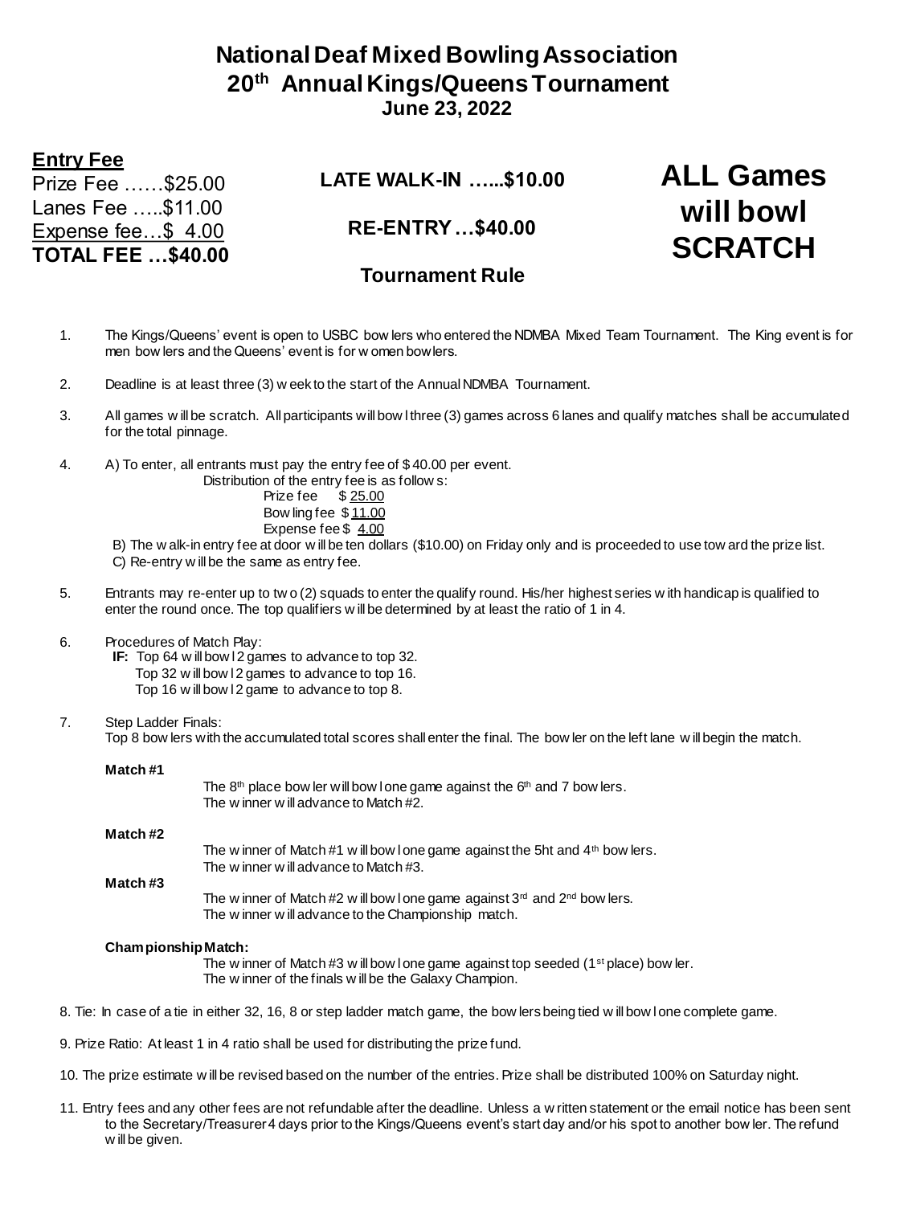# National Deaf Mixed Bowling Association
## 20th Annual Kings/Queens Tournament
### June 23, 2022

**Entry Fee**
Prize Fee ……$25.00
Lanes Fee …..$11.00
Expense fee…$ 4.00
**TOTAL FEE …$40.00**

**LATE WALK-IN …...$10.00**

**RE-ENTRY…$40.00**

**ALL Games will bowl SCRATCH**

**Tournament Rule**

1. The Kings/Queens' event is open to USBC bowlers who entered the NDMBA Mixed Team Tournament. The King event is for men bowlers and the Queens' event is for women bowlers.

2. Deadline is at least three (3) week to the start of the Annual NDMBA Tournament.

3. All games will be scratch. All participants will bowl three (3) games across 6 lanes and qualify matches shall be accumulated for the total pinnage.

4. A) To enter, all entrants must pay the entry fee of $40.00 per event.
   Distribution of the entry fee is as follows:
   Prize fee $ 25.00
   Bowling fee $ 11.00
   Expense fee $ 4.00
   B) The walk-in entry fee at door will be ten dollars ($10.00) on Friday only and is proceeded to use toward the prize list.
   C) Re-entry will be the same as entry fee.

5. Entrants may re-enter up to two (2) squads to enter the qualify round. His/her highest series with handicap is qualified to enter the round once. The top qualifiers will be determined by at least the ratio of 1 in 4.

6. Procedures of Match Play:
   **IF:** Top 64 will bowl 2 games to advance to top 32.
   Top 32 will bowl 2 games to advance to top 16.
   Top 16 will bowl 2 game to advance to top 8.

7. Step Ladder Finals:
   Top 8 bowlers with the accumulated total scores shall enter the final. The bowler on the left lane will begin the match.

   **Match #1**
   The 8th place bowler will bowl one game against the 6th and 7 bowlers.
   The winner will advance to Match #2.

   **Match #2**
   The winner of Match #1 will bowl one game against the 5ht and 4th bowlers.
   The winner will advance to Match #3.

   **Match #3**
   The winner of Match #2 will bowl one game against 3rd and 2nd bowlers.
   The winner will advance to the Championship match.

   **Championship Match:**
   The winner of Match #3 will bowl one game against top seeded (1st place) bowler.
   The winner of the finals will be the Galaxy Champion.

8. Tie: In case of a tie in either 32, 16, 8 or step ladder match game, the bowlers being tied will bowl one complete game.

9. Prize Ratio: At least 1 in 4 ratio shall be used for distributing the prize fund.

10. The prize estimate will be revised based on the number of the entries. Prize shall be distributed 100% on Saturday night.

11. Entry fees and any other fees are not refundable after the deadline. Unless a written statement or the email notice has been sent to the Secretary/Treasurer 4 days prior to the Kings/Queens event's start day and/or his spot to another bowler. The refund will be given.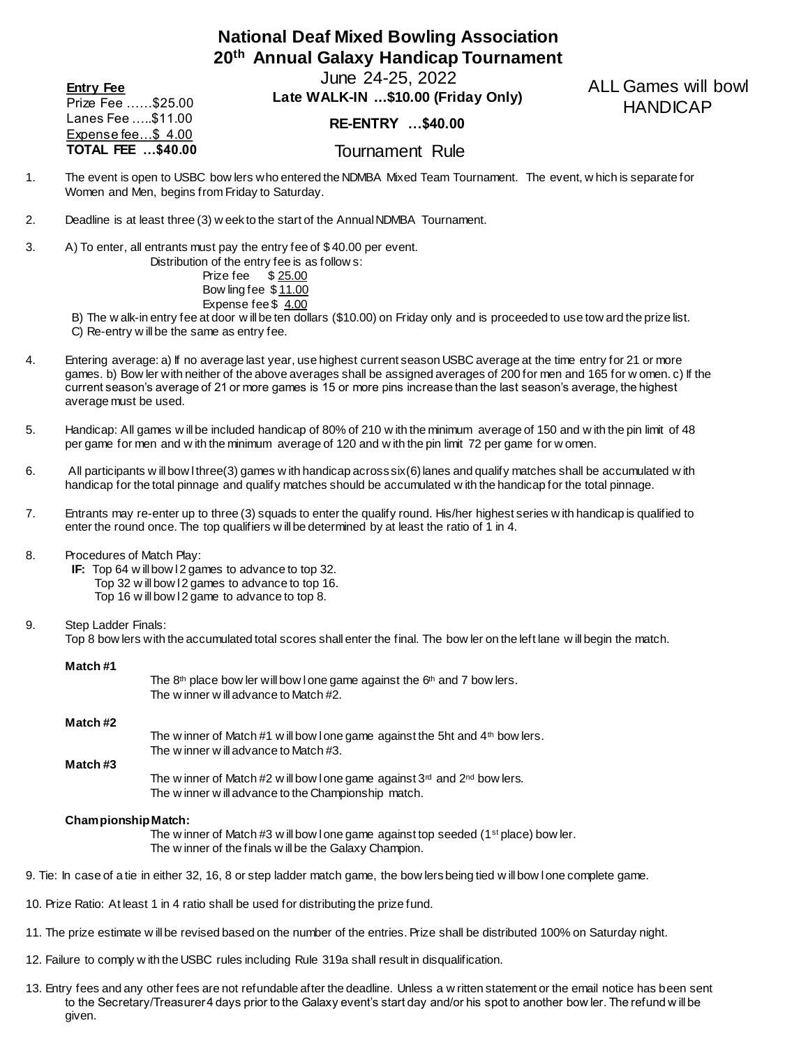# National Deaf Mixed Bowling Association
## 20th Annual Galaxy Handicap Tournament

June 24-25, 2022

**Late WALK-IN …$10.00 (Friday Only)**

**RE-ENTRY …$40.00**

**Entry Fee**
Prize Fee ……$25.00
Lanes Fee …..$11.00
Expense fee…$ 4.00
**TOTAL FEE …$40.00**

ALL Games will bowl HANDICAP

### Tournament Rule

1. The event is open to USBC bowlers who entered the NDMBA Mixed Team Tournament. The event, which is separate for Women and Men, begins from Friday to Saturday.

2. Deadline is at least three (3) week to the start of the Annual NDMBA Tournament.

3. A) To enter, all entrants must pay the entry fee of $40.00 per event.
   Distribution of the entry fee is as follows:
   Prize fee $ 25.00
   Bowling fee $ 11.00
   Expense fee $ 4.00
   B) The walk-in entry fee at door will be ten dollars ($10.00) on Friday only and is proceeded to use toward the prize list.
   C) Re-entry will be the same as entry fee.

4. Entering average: a) If no average last year, use highest current season USBC average at the time entry for 21 or more games. b) Bowler with neither of the above averages shall be assigned averages of 200 for men and 165 for women. c) If the current season's average of 21 or more games is 15 or more pins increase than the last season's average, the highest average must be used.

5. Handicap: All games will be included handicap of 80% of 210 with the minimum average of 150 and with the pin limit of 48 per game for men and with the minimum average of 120 and with the pin limit 72 per game for women.

6. All participants will bowl three(3) games with handicap across six(6) lanes and qualify matches shall be accumulated with handicap for the total pinnage and qualify matches should be accumulated with the handicap for the total pinnage.

7. Entrants may re-enter up to three (3) squads to enter the qualify round. His/her highest series with handicap is qualified to enter the round once. The top qualifiers will be determined by at least the ratio of 1 in 4.

8. Procedures of Match Play:
   **IF:** Top 64 will bowl 2 games to advance to top 32.
   Top 32 will bowl 2 games to advance to top 16.
   Top 16 will bowl 2 game to advance to top 8.

9. Step Ladder Finals:
   Top 8 bowlers with the accumulated total scores shall enter the final. The bowler on the left lane will begin the match.

   **Match #1**
   The 8th place bowler will bowl one game against the 6th and 7 bowlers.
   The winner will advance to Match #2.

   **Match #2**
   The winner of Match #1 will bowl one game against the 5ht and 4th bowlers.
   The winner will advance to Match #3.

   **Match #3**
   The winner of Match #2 will bowl one game against 3rd and 2nd bowlers.
   The winner will advance to the Championship match.

   **Championship Match:**
   The winner of Match #3 will bowl one game against top seeded (1st place) bowler.
   The winner of the finals will be the Galaxy Champion.

9. Tie: In case of a tie in either 32, 16, 8 or step ladder match game, the bowlers being tied will bowl one complete game.

10. Prize Ratio: At least 1 in 4 ratio shall be used for distributing the prize fund.

11. The prize estimate will be revised based on the number of the entries. Prize shall be distributed 100% on Saturday night.

12. Failure to comply with the USBC rules including Rule 319a shall result in disqualification.

13. Entry fees and any other fees are not refundable after the deadline. Unless a written statement or the email notice has been sent to the Secretary/Treasurer 4 days prior to the Galaxy event's start day and/or his spot to another bowler. The refund will be given.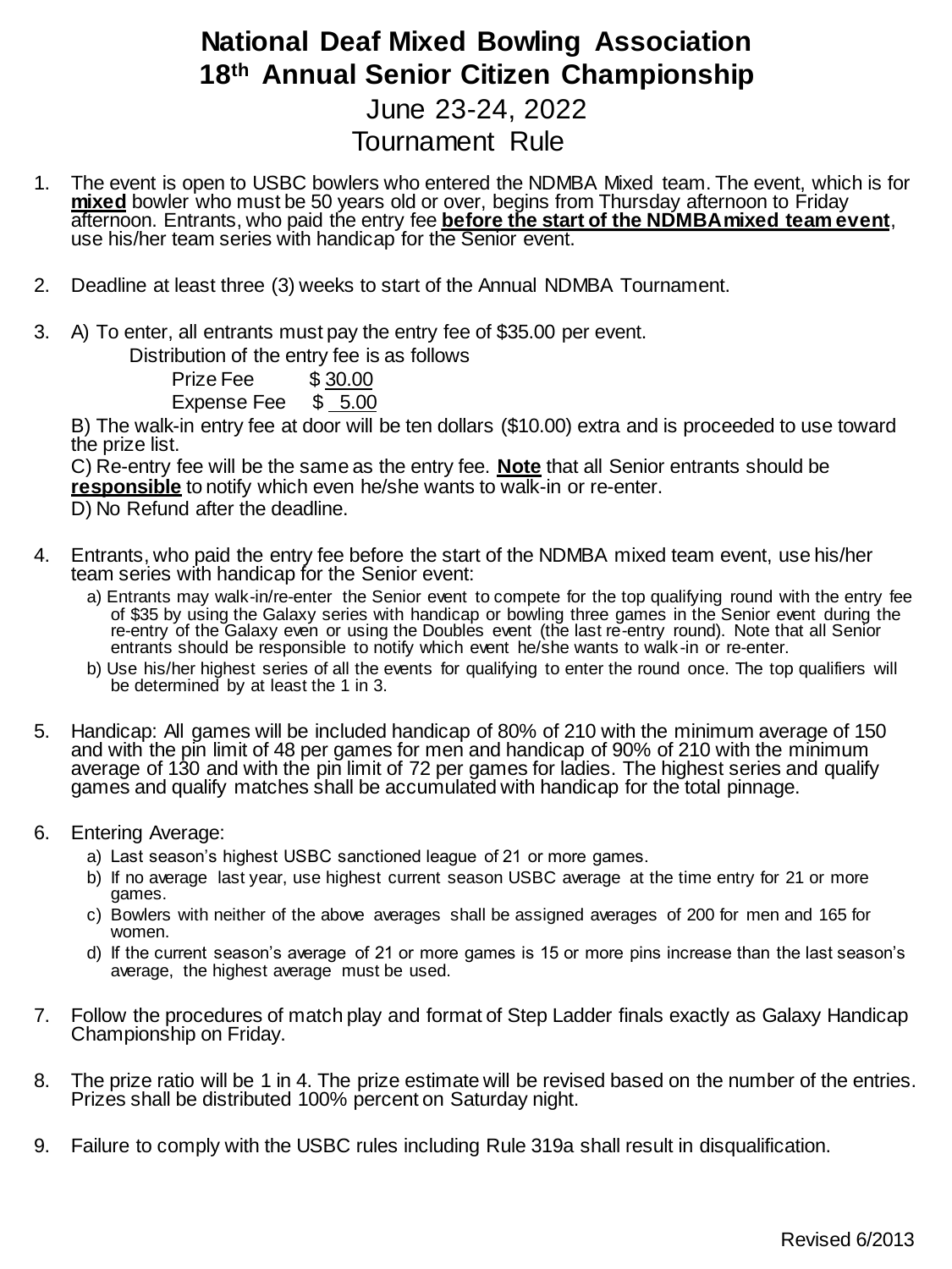# National Deaf Mixed Bowling Association
# 18th Annual Senior Citizen Championship

## June 23-24, 2022
## Tournament Rule

1. The event is open to USBC bowlers who entered the NDMBA Mixed team. The event, which is for **mixed** bowler who must be 50 years old or over, begins from Thursday afternoon to Friday afternoon. Entrants, who paid the entry fee **before the start of the NDMBA mixed team event**, use his/her team series with handicap for the Senior event.

2. Deadline at least three (3) weeks to start of the Annual NDMBA Tournament.

3. A) To enter, all entrants must pay the entry fee of $35.00 per event.
   
   Distribution of the entry fee is as follows
   
   Prize Fee $ 30.00
   
   Expense Fee $ 5.00
   
   B) The walk-in entry fee at door will be ten dollars ($10.00) extra and is proceeded to use toward the prize list.
   
   C) Re-entry fee will be the same as the entry fee. **Note** that all Senior entrants should be **responsible** to notify which even he/she wants to walk-in or re-enter.
   
   D) No Refund after the deadline.

4. Entrants, who paid the entry fee before the start of the NDMBA mixed team event, use his/her team series with handicap for the Senior event:
   - a) Entrants may walk-in/re-enter the Senior event to compete for the top qualifying round with the entry fee of $35 by using the Galaxy series with handicap or bowling three games in the Senior event during the re-entry of the Galaxy even or using the Doubles event (the last re-entry round). Note that all Senior entrants should be responsible to notify which event he/she wants to walk-in or re-enter.
   - b) Use his/her highest series of all the events for qualifying to enter the round once. The top qualifiers will be determined by at least the 1 in 3.

5. Handicap: All games will be included handicap of 80% of 210 with the minimum average of 150 and with the pin limit of 48 per games for men and handicap of 90% of 210 with the minimum average of 130 and with the pin limit of 72 per games for ladies. The highest series and qualify games and qualify matches shall be accumulated with handicap for the total pinnage.

6. Entering Average:
   - a) Last season's highest USBC sanctioned league of 21 or more games.
   - b) If no average last year, use highest current season USBC average at the time entry for 21 or more games.
   - c) Bowlers with neither of the above averages shall be assigned averages of 200 for men and 165 for women.
   - d) If the current season's average of 21 or more games is 15 or more pins increase than the last season's average, the highest average must be used.

7. Follow the procedures of match play and format of Step Ladder finals exactly as Galaxy Handicap Championship on Friday.

8. The prize ratio will be 1 in 4. The prize estimate will be revised based on the number of the entries. Prizes shall be distributed 100% percent on Saturday night.

9. Failure to comply with the USBC rules including Rule 319a shall result in disqualification.

Revised 6/2013